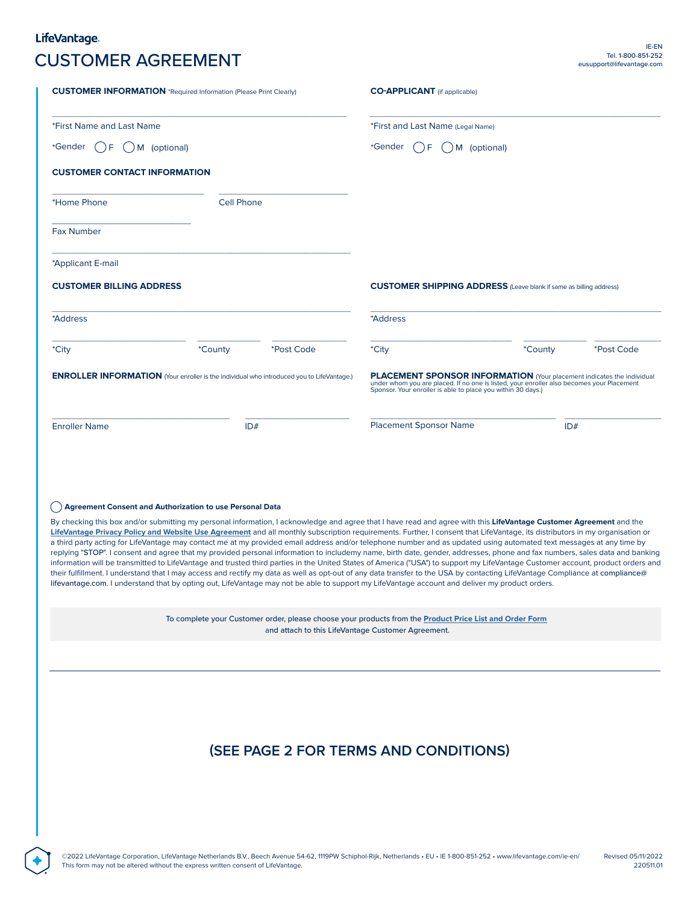LifeVantage.

# CUSTOMER AGREEMENT

IE-EN
Tel. 1-800-851-252
eusupport@lifevantage.com

**CUSTOMER INFORMATION** *Required Information (Please Print Clearly)

*First Name and Last Name

*Gender ◯ F ◯ M (optional)

**CO-APPLICANT** (if applicable)

*First and Last Name (Legal Name)

*Gender ◯ F ◯ M (optional)

**CUSTOMER CONTACT INFORMATION**

*Home Phone

Cell Phone

Fax Number

*Applicant E-mail

**CUSTOMER BILLING ADDRESS**

*Address

*City

*County

*Post Code

**CUSTOMER SHIPPING ADDRESS** (Leave blank if same as billing address)

*Address

*City

*County

*Post Code

**ENROLLER INFORMATION** (Your enroller is the individual who introduced you to LifeVantage.)

Enroller Name

ID#

**PLACEMENT SPONSOR INFORMATION** (Your placement indicates the individual under whom you are placed. If no one is listed, your enroller also becomes your Placement Sponsor. Your enroller is able to place you within 30 days.)

Placement Sponsor Name

ID#

◯ **Agreement Consent and Authorization to use Personal Data**

By checking this box and/or submitting my personal information, I acknowledge and agree that I have read and agree with this **LifeVantage Customer Agreement** and the **LifeVantage Privacy Policy and Website Use Agreement** and all monthly subscription requirements. Further, I consent that LifeVantage, its distributors in my organisation or a third party acting for LifeVantage may contact me at my provided email address and/or telephone number and as updated using automated text messages at any time by replying "STOP". I consent and agree that my provided personal information to includemy name, birth date, gender, addresses, phone and fax numbers, sales data and banking information will be transmitted to LifeVantage and trusted third parties in the United States of America ("USA") to support my LifeVantage Customer account, product orders and their fulfillment. I understand that I may access and rectify my data as well as opt-out of any data transfer to the USA by contacting LifeVantage Compliance at compliance@lifevantage.com. I understand that by opting out, LifeVantage may not be able to support my LifeVantage account and deliver my product orders.

To complete your Customer order, please choose your products from the **Product Price List and Order Form** and attach to this LifeVantage Customer Agreement.

## (SEE PAGE 2 FOR TERMS AND CONDITIONS)

©2022 LifeVantage Corporation, LifeVantage Netherlands B.V., Beech Avenue 54-62, 1119PW Schiphol-Rijk, Netherlands • EU • IE 1-800-851-252 • www.lifevantage.com/ie-en/
This form may not be altered without the express written consent of LifeVantage.

Revised 05/11/2022
220511.01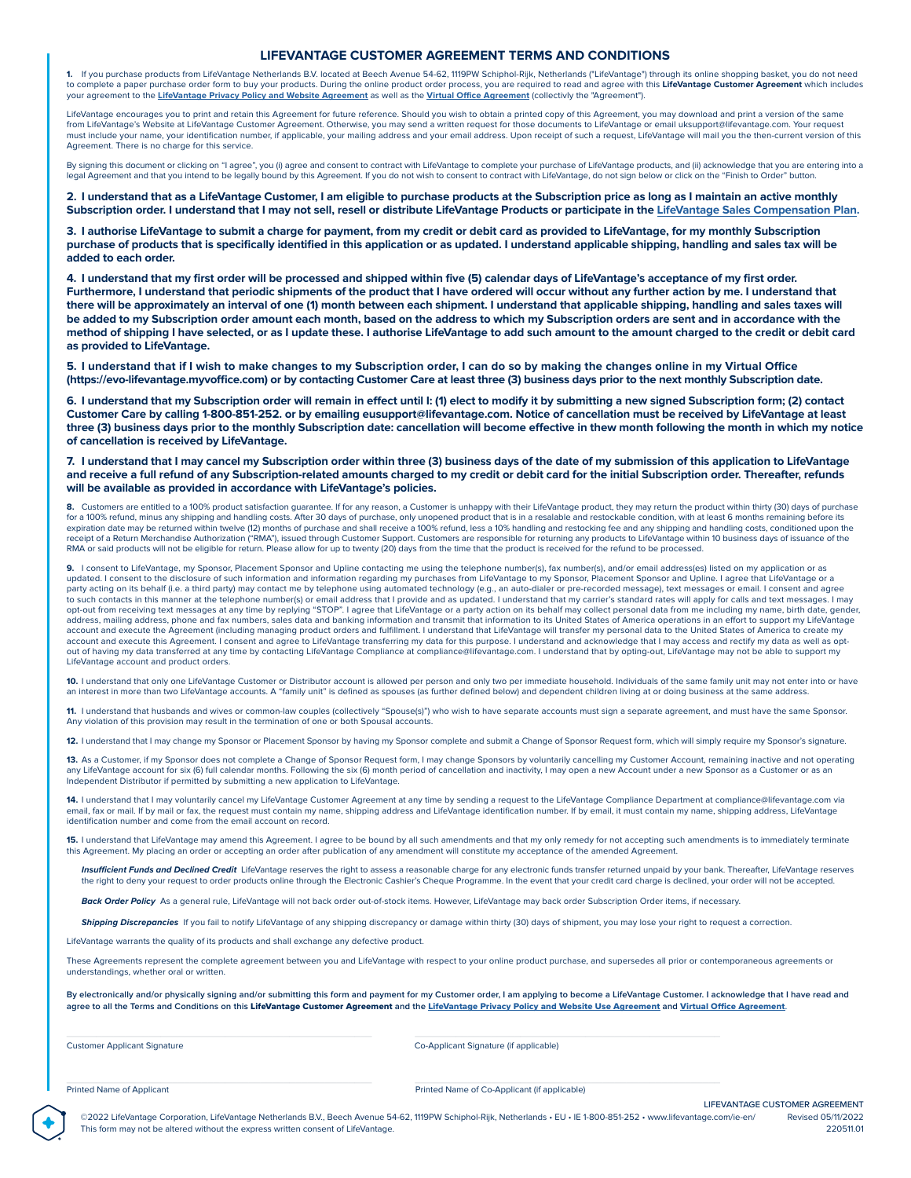# LIFEVANTAGE CUSTOMER AGREEMENT TERMS AND CONDITIONS

**1.** If you purchase products from LifeVantage Netherlands B.V. located at Beech Avenue 54-62, 1119PW Schiphol-Rijk, Netherlands ("LifeVantage") through its online shopping basket, you do not need to complete a paper purchase order form to buy your products. During the online product order process, you are required to read and agree with this **LifeVantage Customer Agreement** which includes your agreement to the **LifeVantage Privacy Policy and Website Agreement** as well as the **Virtual Office Agreement** (collectivly the "Agreement").

LifeVantage encourages you to print and retain this Agreement for future reference. Should you wish to obtain a printed copy of this Agreement, you may download and print a version of the same from LifeVantage's Website at LifeVantage Customer Agreement. Otherwise, you may send a written request for those documents to LifeVantage or email uksupport@lifevantage.com. Your request must include your name, your identification number, if applicable, your mailing address and your email address. Upon receipt of such a request, LifeVantage will mail you the then-current version of this Agreement. There is no charge for this service.

By signing this document or clicking on "I agree", you (i) agree and consent to contract with LifeVantage to complete your purchase of LifeVantage products, and (ii) acknowledge that you are entering into a legal Agreement and that you intend to be legally bound by this Agreement. If you do not wish to consent to contract with LifeVantage, do not sign below or click on the "Finish to Order" button.

**2. I understand that as a LifeVantage Customer, I am eligible to purchase products at the Subscription price as long as I maintain an active monthly Subscription order. I understand that I may not sell, resell or distribute LifeVantage Products or participate in the LifeVantage Sales Compensation Plan.**

**3. I authorise LifeVantage to submit a charge for payment, from my credit or debit card as provided to LifeVantage, for my monthly Subscription purchase of products that is specifically identified in this application or as updated. I understand applicable shipping, handling and sales tax will be added to each order.**

**4. I understand that my first order will be processed and shipped within five (5) calendar days of LifeVantage's acceptance of my first order. Furthermore, I understand that periodic shipments of the product that I have ordered will occur without any further action by me. I understand that there will be approximately an interval of one (1) month between each shipment. I understand that applicable shipping, handling and sales taxes will be added to my Subscription order amount each month, based on the address to which my Subscription orders are sent and in accordance with the method of shipping I have selected, or as I update these. I authorise LifeVantage to add such amount to the amount charged to the credit or debit card as provided to LifeVantage.**

**5. I understand that if I wish to make changes to my Subscription order, I can do so by making the changes online in my Virtual Office (https://evo-lifevantage.myvoffice.com) or by contacting Customer Care at least three (3) business days prior to the next monthly Subscription date.**

**6. I understand that my Subscription order will remain in effect until I: (1) elect to modify it by submitting a new signed Subscription form; (2) contact Customer Care by calling 1-800-851-252. or by emailing eusupport@lifevantage.com. Notice of cancellation must be received by LifeVantage at least three (3) business days prior to the monthly Subscription date: cancellation will become effective in thew month following the month in which my notice of cancellation is received by LifeVantage.**

**7. I understand that I may cancel my Subscription order within three (3) business days of the date of my submission of this application to LifeVantage and receive a full refund of any Subscription-related amounts charged to my credit or debit card for the initial Subscription order. Thereafter, refunds will be available as provided in accordance with LifeVantage's policies.**

**8.** Customers are entitled to a 100% product satisfaction guarantee. If for any reason, a Customer is unhappy with their LifeVantage product, they may return the product within thirty (30) days of purchase for a 100% refund, minus any shipping and handling costs. After 30 days of purchase, only unopened product that is in a resalable and restockable condition, with at least 6 months remaining before its expiration date may be returned within twelve (12) months of purchase and shall receive a 100% refund, less a 10% handling and restocking fee and any shipping and handling costs, conditioned upon the receipt of a Return Merchandise Authorization ("RMA"), issued through Customer Support. Customers are responsible for returning any products to LifeVantage within 10 business days of issuance of the RMA or said products will not be eligible for return. Please allow for up to twenty (20) days from the time that the product is received for the refund to be processed.

**9.** I consent to LifeVantage, my Sponsor, Placement Sponsor and Upline contacting me using the telephone number(s), fax number(s), and/or email address(es) listed on my application or as updated. I consent to the disclosure of such information and information regarding my purchases from LifeVantage to my Sponsor, Placement Sponsor and Upline. I agree that LifeVantage or a party acting on its behalf (i.e. a third party) may contact me by telephone using automated technology (e.g., an auto-dialer or pre-recorded message), text messages or email. I consent and agree to such contacts in this manner at the telephone number(s) or email address that I provide and as updated. I understand that my carrier's standard rates will apply for calls and text messages. I may opt-out from receiving text messages at any time by replying "STOP". I agree that LifeVantage or a party action on its behalf may collect personal data from me including my name, birth date, gender, address, mailing address, phone and fax numbers, sales data and banking information and transmit that information to its United States of America operations in an effort to support my LifeVantage account and execute the Agreement (including managing product orders and fulfillment. I understand that LifeVantage will transfer my personal data to the United States of America to create my account and execute this Agreement. I consent and agree to LifeVantage transferring my data for this purpose. I understand and acknowledge that I may access and rectify my data as well as opt-out of having my data transferred at any time by contacting LifeVantage Compliance at compliance@lifevantage.com. I understand that by opting-out, LifeVantage may not be able to support my LifeVantage account and product orders.

**10.** I understand that only one LifeVantage Customer or Distributor account is allowed per person and only two per immediate household. Individuals of the same family unit may not enter into or have an interest in more than two LifeVantage accounts. A "family unit" is defined as spouses (as further defined below) and dependent children living at or doing business at the same address.

**11.** I understand that husbands and wives or common-law couples (collectively "Spouse(s)") who wish to have separate accounts must sign a separate agreement, and must have the same Sponsor. Any violation of this provision may result in the termination of one or both Spousal accounts.

**12.** I understand that I may change my Sponsor or Placement Sponsor by having my Sponsor complete and submit a Change of Sponsor Request form, which will simply require my Sponsor's signature.

**13.** As a Customer, if my Sponsor does not complete a Change of Sponsor Request form, I may change Sponsors by voluntarily cancelling my Customer Account, remaining inactive and not operating any LifeVantage account for six (6) full calendar months. Following the six (6) month period of cancellation and inactivity, I may open a new Account under a new Sponsor as a Customer or as an Independent Distributor if permitted by submitting a new application to LifeVantage.

**14.** I understand that I may voluntarily cancel my LifeVantage Customer Agreement at any time by sending a request to the LifeVantage Compliance Department at compliance@lifevantage.com via email, fax or mail. If by mail or fax, the request must contain my name, shipping address and LifeVantage identification number. If by email, it must contain my name, shipping address, LifeVantage identification number and come from the email account on record.

**15.** I understand that LifeVantage may amend this Agreement. I agree to be bound by all such amendments and that my only remedy for not accepting such amendments is to immediately terminate this Agreement. My placing an order or accepting an order after publication of any amendment will constitute my acceptance of the amended Agreement.

***Insufficient Funds and Declined Credit*** LifeVantage reserves the right to assess a reasonable charge for any electronic funds transfer returned unpaid by your bank. Thereafter, LifeVantage reserves the right to deny your request to order products online through the Electronic Cashier's Cheque Programme. In the event that your credit card charge is declined, your order will not be accepted.

***Back Order Policy*** As a general rule, LifeVantage will not back order out-of-stock items. However, LifeVantage may back order Subscription Order items, if necessary.

***Shipping Discrepancies*** If you fail to notify LifeVantage of any shipping discrepancy or damage within thirty (30) days of shipment, you may lose your right to request a correction.

LifeVantage warrants the quality of its products and shall exchange any defective product.

These Agreements represent the complete agreement between you and LifeVantage with respect to your online product purchase, and supersedes all prior or contemporaneous agreements or understandings, whether oral or written.

**By electronically and/or physically signing and/or submitting this form and payment for my Customer order, I am applying to become a LifeVantage Customer. I acknowledge that I have read and agree to all the Terms and Conditions on this LifeVantage Customer Agreement and the LifeVantage Privacy Policy and Website Use Agreement and Virtual Office Agreement.**

Customer Applicant Signature

Co-Applicant Signature (if applicable)

Printed Name of Applicant

Printed Name of Co-Applicant (if applicable)

LIFEVANTAGE CUSTOMER AGREEMENT
Revised 05/11/2022
220511.01

©2022 LifeVantage Corporation, LifeVantage Netherlands B.V., Beech Avenue 54-62, 1119PW Schiphol-Rijk, Netherlands • EU • IE 1-800-851-252 • www.lifevantage.com/ie-en/
This form may not be altered without the express written consent of LifeVantage.